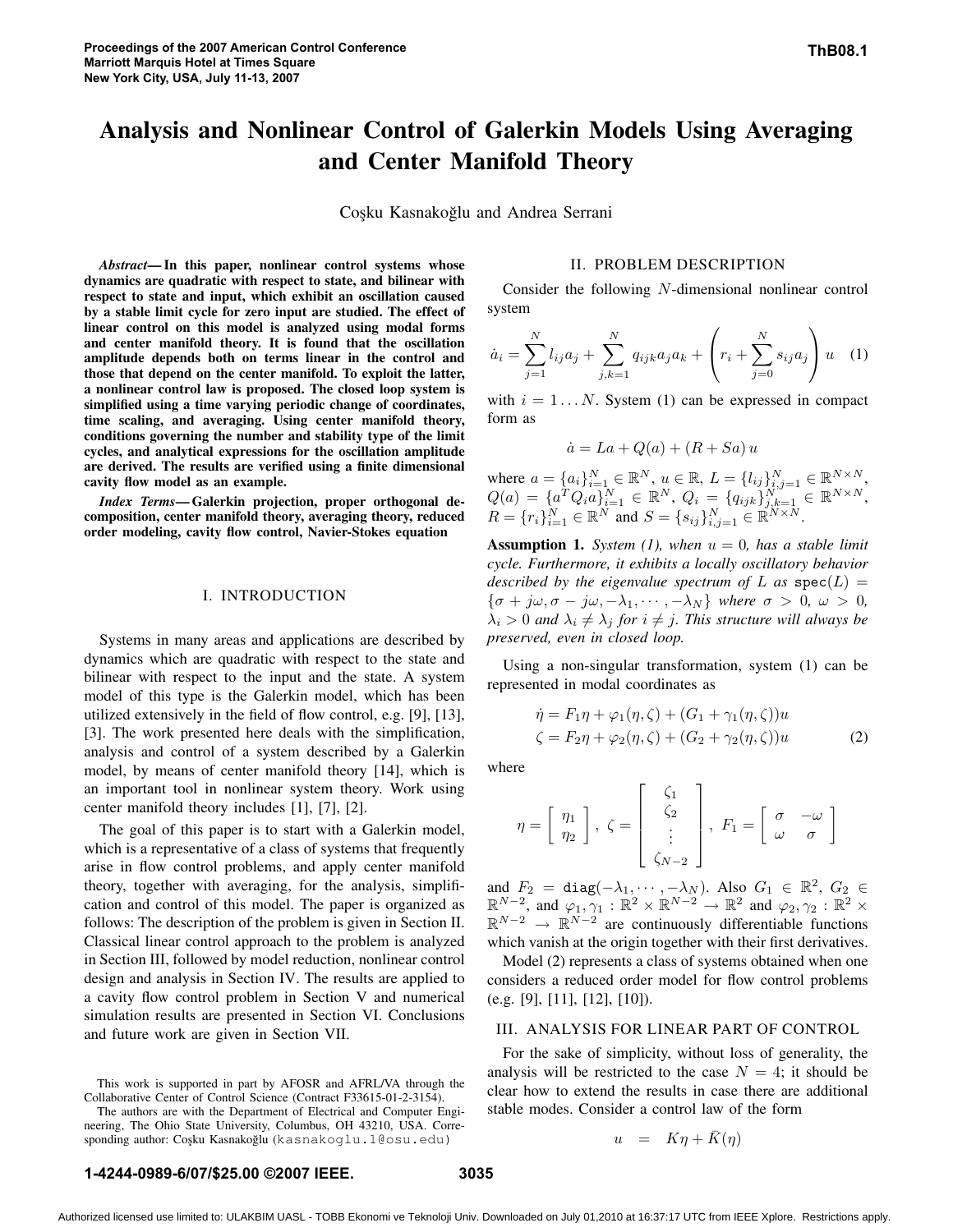# Analysis and Nonlinear Control of Galerkin Models Using Averaging and Center Manifold Theory

Coşku Kasnakoğlu and Andrea Serrani

***Abstract*— In this paper, nonlinear control systems whose dynamics are quadratic with respect to state, and bilinear with respect to state and input, which exhibit an oscillation caused by a stable limit cycle for zero input are studied. The effect of linear control on this model is analyzed using modal forms and center manifold theory. It is found that the oscillation amplitude depends both on terms linear in the control and those that depend on the center manifold. To exploit the latter, a nonlinear control law is proposed. The closed loop system is simplified using a time varying periodic change of coordinates, time scaling, and averaging. Using center manifold theory, conditions governing the number and stability type of the limit cycles, and analytical expressions for the oscillation amplitude are derived. The results are verified using a finite dimensional cavity flow model as an example.**

***Index Terms*— Galerkin projection, proper orthogonal decomposition, center manifold theory, averaging theory, reduced order modeling, cavity flow control, Navier-Stokes equation**

## I. INTRODUCTION

Systems in many areas and applications are described by dynamics which are quadratic with respect to the state and bilinear with respect to the input and the state. A system model of this type is the Galerkin model, which has been utilized extensively in the field of flow control, e.g. [9], [13], [3]. The work presented here deals with the simplification, analysis and control of a system described by a Galerkin model, by means of center manifold theory [14], which is an important tool in nonlinear system theory. Work using center manifold theory includes [1], [7], [2].

The goal of this paper is to start with a Galerkin model, which is a representative of a class of systems that frequently arise in flow control problems, and apply center manifold theory, together with averaging, for the analysis, simplification and control of this model. The paper is organized as follows: The description of the problem is given in Section II. Classical linear control approach to the problem is analyzed in Section III, followed by model reduction, nonlinear control design and analysis in Section IV. The results are applied to a cavity flow control problem in Section V and numerical simulation results are presented in Section VI. Conclusions and future work are given in Section VII.

This work is supported in part by AFOSR and AFRL/VA through the Collaborative Center of Control Science (Contract F33615-01-2-3154).

The authors are with the Department of Electrical and Computer Engineering, The Ohio State University, Columbus, OH 43210, USA. Corresponding author: Coşku Kasnakoğlu (kasnakoglu.1@osu.edu)

## II. PROBLEM DESCRIPTION

Consider the following $N$-dimensional nonlinear control system

$$\dot{a}_i = \sum_{j=1}^{N} l_{ij} a_j + \sum_{j,k=1}^{N} q_{ijk} a_j a_k + \left( r_i + \sum_{j=0}^{N} s_{ij} a_j \right) u \quad (1)$$

with $i = 1 \dots N$. System (1) can be expressed in compact form as

$$\dot{a} = La + Q(a) + (R + Sa)\, u$$

where $a = \{a_i\}_{i=1}^{N} \in \mathbb{R}^N$, $u \in \mathbb{R}$, $L = \{l_{ij}\}_{i,j=1}^{N} \in \mathbb{R}^{N \times N}$, $Q(a) = \{a^T Q_i a\}_{i=1}^{N} \in \mathbb{R}^N$, $Q_i = \{q_{ijk}\}_{j,k=1}^{N} \in \mathbb{R}^{N \times N}$, $R = \{r_i\}_{i=1}^{N} \in \mathbb{R}^N$ and $S = \{s_{ij}\}_{i,j=1}^{N} \in \mathbb{R}^{N \times N}$.

**Assumption 1.** *System (1), when $u = 0$, has a stable limit cycle. Furthermore, it exhibits a locally oscillatory behavior described by the eigenvalue spectrum of $L$ as $\texttt{spec}(L) = \{\sigma + j\omega, \sigma - j\omega, -\lambda_1, \cdots, -\lambda_N\}$ where $\sigma > 0$, $\omega > 0$, $\lambda_i > 0$ and $\lambda_i \neq \lambda_j$ for $i \neq j$. This structure will always be preserved, even in closed loop.*

Using a non-singular transformation, system (1) can be represented in modal coordinates as

$$\begin{aligned} \dot{\eta} &= F_1 \eta + \varphi_1(\eta, \zeta) + (G_1 + \gamma_1(\eta, \zeta))u \\ \zeta &= F_2 \eta + \varphi_2(\eta, \zeta) + (G_2 + \gamma_2(\eta, \zeta))u \end{aligned} \quad (2)$$

where

$$\eta = \begin{bmatrix} \eta_1 \\ \eta_2 \end{bmatrix}, \; \zeta = \begin{bmatrix} \zeta_1 \\ \zeta_2 \\ \vdots \\ \zeta_{N-2} \end{bmatrix}, \; F_1 = \begin{bmatrix} \sigma & -\omega \\ \omega & \sigma \end{bmatrix}$$

and $F_2 = \texttt{diag}(-\lambda_1, \cdots, -\lambda_N)$. Also $G_1 \in \mathbb{R}^2$, $G_2 \in \mathbb{R}^{N-2}$, and $\varphi_1, \gamma_1 : \mathbb{R}^2 \times \mathbb{R}^{N-2} \to \mathbb{R}^2$ and $\varphi_2, \gamma_2 : \mathbb{R}^2 \times \mathbb{R}^{N-2} \to \mathbb{R}^{N-2}$ are continuously differentiable functions which vanish at the origin together with their first derivatives.

Model (2) represents a class of systems obtained when one considers a reduced order model for flow control problems (e.g. [9], [11], [12], [10]).

## III. ANALYSIS FOR LINEAR PART OF CONTROL

For the sake of simplicity, without loss of generality, the analysis will be restricted to the case $N = 4$; it should be clear how to extend the results in case there are additional stable modes. Consider a control law of the form

$$u = K\eta + \bar{K}(\eta)$$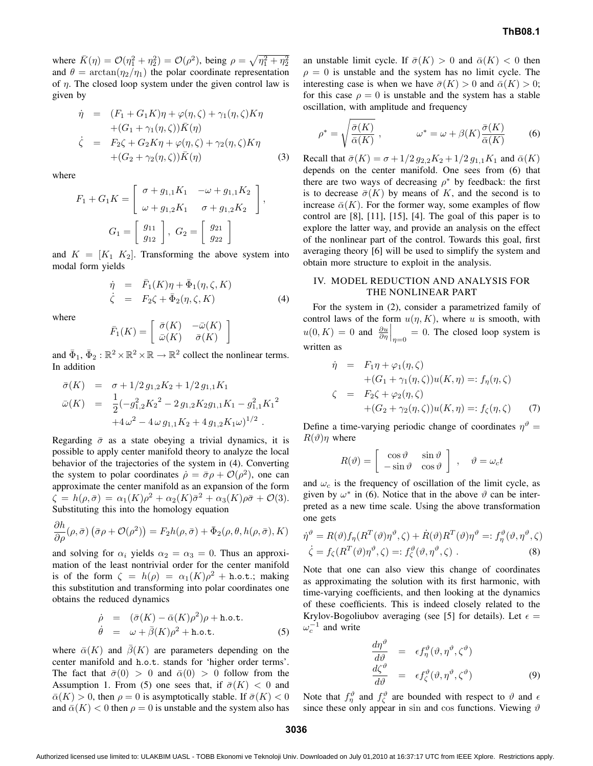where $\bar{K}(\eta) = \mathcal{O}(\eta_1^2 + \eta_2^2) = \mathcal{O}(\rho^2)$, being $\rho = \sqrt{\eta_1^2 + \eta_2^2}$ and $\theta = \arctan(\eta_2/\eta_1)$ the polar coordinate representation of $\eta$. The closed loop system under the given control law is given by

$$
\begin{aligned}
\dot{\eta} &= (F_1 + G_1 K)\eta + \varphi(\eta,\zeta) + \gamma_1(\eta,\zeta)K\eta \\
&\quad + (G_1 + \gamma_1(\eta,\zeta))\bar{K}(\eta) \\
\dot{\zeta} &= F_2\zeta + G_2 K\eta + \varphi(\eta,\zeta) + \gamma_2(\eta,\zeta)K\eta \\
&\quad + (G_2 + \gamma_2(\eta,\zeta))\bar{K}(\eta)
\end{aligned} \tag{3}
$$

where

$$
F_1 + G_1 K = \begin{bmatrix} \sigma + g_{1,1}K_1 & -\omega + g_{1,1}K_2 \\ \omega + g_{1,2}K_1 & \sigma + g_{1,2}K_2 \end{bmatrix},
$$

$$
G_1 = \begin{bmatrix} g_{11} \\ g_{12} \end{bmatrix},\ G_2 = \begin{bmatrix} g_{21} \\ g_{22} \end{bmatrix}
$$

and $K = [K_1\ K_2]$. Transforming the above system into modal form yields

$$
\begin{aligned}
\dot{\eta} &= \bar{F}_1(K)\eta + \bar{\Phi}_1(\eta,\zeta,K) \\
\dot{\zeta} &= F_2\zeta + \bar{\Phi}_2(\eta,\zeta,K)
\end{aligned} \tag{4}
$$

where

$$
\bar{F}_1(K) = \begin{bmatrix} \bar{\sigma}(K) & -\bar{\omega}(K) \\ \bar{\omega}(K) & \bar{\sigma}(K) \end{bmatrix}
$$

and $\bar{\Phi}_1, \bar{\Phi}_2 : \mathbb{R}^2 \times \mathbb{R}^2 \times \mathbb{R} \to \mathbb{R}^2$ collect the nonlinear terms. In addition

$$
\begin{aligned}
\bar{\sigma}(K) &= \sigma + 1/2\, g_{1,2}K_2 + 1/2\, g_{1,1}K_1 \\
\bar{\omega}(K) &= \frac{1}{2}\big(-g_{1,2}^2 {K_2}^2 - 2\, g_{1,2}K_2 g_{1,1}K_1 - g_{1,1}^2 {K_1}^2 \\
&\quad + 4\,\omega^2 - 4\,\omega\, g_{1,1}K_2 + 4\, g_{1,2}K_1\omega\big)^{1/2} .
\end{aligned}
$$

Regarding $\bar{\sigma}$ as a state obeying a trivial dynamics, it is possible to apply center manifold theory to analyze the local behavior of the trajectories of the system in (4). Converting the system to polar coordinates $\dot{\rho} = \bar{\sigma}\rho + \mathcal{O}(\rho^2)$, one can approximate the center manifold as an expansion of the form $\zeta = h(\rho,\bar{\sigma}) = \alpha_1(K)\rho^2 + \alpha_2(K)\bar{\sigma}^2 + \alpha_3(K)\rho\bar{\sigma} + \mathcal{O}(3)$. Substituting this into the homology equation

$$
\frac{\partial h}{\partial \rho}(\rho,\bar{\sigma})\left(\bar{\sigma}\rho + \mathcal{O}(\rho^2)\right) = F_2 h(\rho,\bar{\sigma}) + \bar{\Phi}_2(\rho,\theta,h(\rho,\bar{\sigma}),K)
$$

and solving for $\alpha_i$ yields $\alpha_2 = \alpha_3 = 0$. Thus an approximation of the least nontrivial order for the center manifold is of the form $\zeta = h(\rho) = \alpha_1(K)\rho^2 + \texttt{h.o.t.}$; making this substitution and transforming into polar coordinates one obtains the reduced dynamics

$$
\begin{aligned}
\dot{\rho} &= (\bar{\sigma}(K) - \bar{\alpha}(K)\rho^2)\rho + \texttt{h.o.t.} \\
\dot{\theta} &= \omega + \bar{\beta}(K)\rho^2 + \texttt{h.o.t.}
\end{aligned} \tag{5}
$$

where $\bar{\alpha}(K)$ and $\bar{\beta}(K)$ are parameters depending on the center manifold and h.o.t. stands for 'higher order terms'. The fact that $\bar{\sigma}(0) > 0$ and $\bar{\alpha}(0) > 0$ follow from the Assumption 1. From (5) one sees that, if $\bar{\sigma}(K) < 0$ and $\bar{\alpha}(K) > 0$, then $\rho = 0$ is asymptotically stable. If $\bar{\sigma}(K) < 0$ and $\bar{\alpha}(K) < 0$ then $\rho = 0$ is unstable and the system also has an unstable limit cycle. If $\bar{\sigma}(K) > 0$ and $\bar{\alpha}(K) < 0$ then $\rho = 0$ is unstable and the system has no limit cycle. The interesting case is when we have $\bar{\sigma}(K) > 0$ and $\bar{\alpha}(K) > 0$; for this case $\rho = 0$ is unstable and the system has a stable oscillation, with amplitude and frequency

$$
\rho^* = \sqrt{\frac{\bar{\sigma}(K)}{\bar{\alpha}(K)}}\ , \qquad \omega^* = \omega + \beta(K)\frac{\bar{\sigma}(K)}{\bar{\alpha}(K)} \tag{6}
$$

Recall that $\bar{\sigma}(K) = \sigma + 1/2\, g_{2,2}K_2 + 1/2\, g_{1,1}K_1$ and $\bar{\alpha}(K)$ depends on the center manifold. One sees from (6) that there are two ways of decreasing $\rho^*$ by feedback: the first is to decrease $\bar{\sigma}(K)$ by means of $K$, and the second is to increase $\bar{\alpha}(K)$. For the former way, some examples of flow control are [8], [11], [15], [4]. The goal of this paper is to explore the latter way, and provide an analysis on the effect of the nonlinear part of the control. Towards this goal, first averaging theory [6] will be used to simplify the system and obtain more structure to exploit in the analysis.

## IV. MODEL REDUCTION AND ANALYSIS FOR THE NONLINEAR PART

For the system in (2), consider a parametrized family of control laws of the form $u(\eta, K)$, where $u$ is smooth, with $u(0,K) = 0$ and $\left.\frac{\partial u}{\partial \eta}\right|_{\eta=0} = 0$. The closed loop system is written as

$$
\begin{aligned}
\dot{\eta} &= F_1\eta + \varphi_1(\eta,\zeta) \\
&\quad + (G_1 + \gamma_1(\eta,\zeta))u(K,\eta) =: f_\eta(\eta,\zeta) \\
\zeta &= F_2\zeta + \varphi_2(\eta,\zeta) \\
&\quad + (G_2 + \gamma_2(\eta,\zeta))u(K,\eta) =: f_\zeta(\eta,\zeta)
\end{aligned} \tag{7}
$$

Define a time-varying periodic change of coordinates $\eta^\vartheta = R(\vartheta)\eta$ where

$$
R(\vartheta) = \begin{bmatrix} \cos\vartheta & \sin\vartheta \\ -\sin\vartheta & \cos\vartheta \end{bmatrix}\ , \quad \vartheta = \omega_c t
$$

and $\omega_c$ is the frequency of oscillation of the limit cycle, as given by $\omega^*$ in (6). Notice that in the above $\vartheta$ can be interpreted as a new time scale. Using the above transformation one gets

$$
\begin{aligned}
\dot{\eta}^\vartheta &= R(\vartheta)f_\eta(R^T(\vartheta)\eta^\vartheta,\zeta) + \dot{R}(\vartheta)R^T(\vartheta)\eta^\vartheta =: f_\eta^\vartheta(\vartheta,\eta^\vartheta,\zeta) \\
\dot{\zeta} &= f_\zeta(R^T(\vartheta)\eta^\vartheta,\zeta) =: f_\zeta^\vartheta(\vartheta,\eta^\vartheta,\zeta)\ .
\end{aligned} \tag{8}
$$

Note that one can also view this change of coordinates as approximating the solution with its first harmonic, with time-varying coefficients, and then looking at the dynamics of these coefficients. This is indeed closely related to the Krylov-Bogoliubov averaging (see [5] for details). Let $\epsilon = \omega_c^{-1}$ and write

$$
\begin{aligned}
\frac{d\eta^\vartheta}{d\vartheta} &= \epsilon f_\eta^\vartheta(\vartheta,\eta^\vartheta,\zeta^\vartheta) \\
\frac{d\zeta^\vartheta}{d\vartheta} &= \epsilon f_\zeta^\vartheta(\vartheta,\eta^\vartheta,\zeta^\vartheta)
\end{aligned} \tag{9}
$$

Note that $f_\eta^\vartheta$ and $f_\zeta^\vartheta$ are bounded with respect to $\vartheta$ and $\epsilon$ since these only appear in sin and cos functions. Viewing $\vartheta$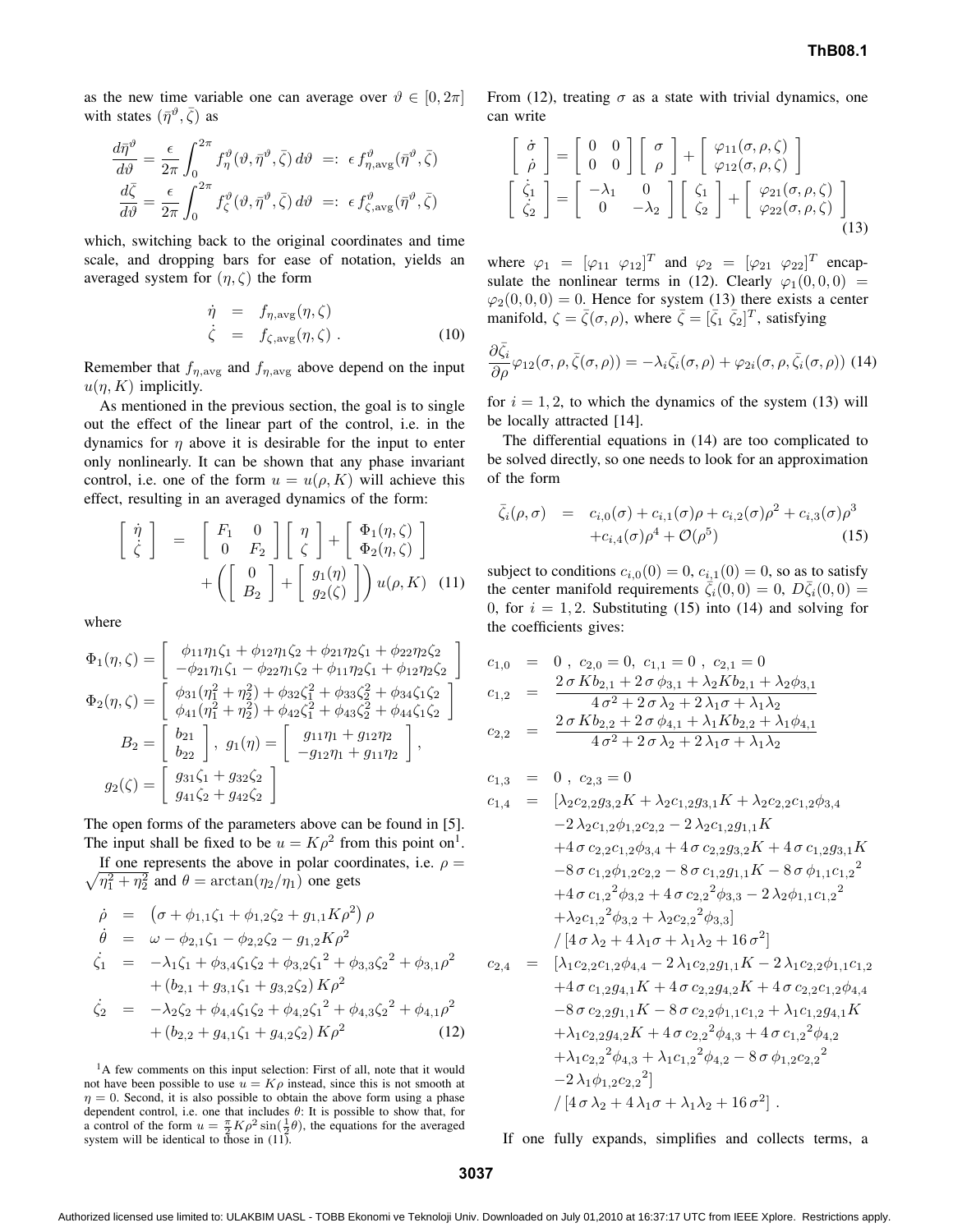as the new time variable one can average over $\vartheta \in [0, 2\pi]$ with states $(\bar{\eta}^\vartheta, \bar{\zeta})$ as

$$\frac{d\bar{\eta}^\vartheta}{d\vartheta} = \frac{\epsilon}{2\pi}\int_0^{2\pi} f_\eta^\vartheta(\vartheta, \bar{\eta}^\vartheta, \bar{\zeta})\, d\vartheta \;=:\; \epsilon\, f_{\eta,\text{avg}}^\vartheta(\bar{\eta}^\vartheta, \bar{\zeta})$$
$$\frac{d\bar{\zeta}}{d\vartheta} = \frac{\epsilon}{2\pi}\int_0^{2\pi} f_\zeta^\vartheta(\vartheta, \bar{\eta}^\vartheta, \bar{\zeta})\, d\vartheta \;=:\; \epsilon\, f_{\zeta,\text{avg}}^\vartheta(\bar{\eta}^\vartheta, \bar{\zeta})$$

which, switching back to the original coordinates and time scale, and dropping bars for ease of notation, yields an averaged system for $(\eta, \zeta)$ the form

$$\begin{aligned}\dot{\eta} &= f_{\eta,\text{avg}}(\eta, \zeta)\\ \dot{\zeta} &= f_{\zeta,\text{avg}}(\eta, \zeta)\ .\end{aligned} \tag{10}$$

Remember that $f_{\eta,\text{avg}}$ and $f_{\eta,\text{avg}}$ above depend on the input $u(\eta, K)$ implicitly.

As mentioned in the previous section, the goal is to single out the effect of the linear part of the control, i.e. in the dynamics for $\eta$ above it is desirable for the input to enter only nonlinearly. It can be shown that any phase invariant control, i.e. one of the form $u = u(\rho, K)$ will achieve this effect, resulting in an averaged dynamics of the form:

$$\begin{aligned}\begin{bmatrix}\dot{\eta}\\ \dot{\zeta}\end{bmatrix} &= \begin{bmatrix}F_1 & 0\\ 0 & F_2\end{bmatrix}\begin{bmatrix}\eta\\ \zeta\end{bmatrix} + \begin{bmatrix}\Phi_1(\eta,\zeta)\\ \Phi_2(\eta,\zeta)\end{bmatrix}\\ &\quad + \left(\begin{bmatrix}0\\ B_2\end{bmatrix} + \begin{bmatrix}g_1(\eta)\\ g_2(\zeta)\end{bmatrix}\right)u(\rho, K)\end{aligned} \tag{11}$$

where

$$\Phi_1(\eta,\zeta) = \begin{bmatrix}\phi_{11}\eta_1\zeta_1 + \phi_{12}\eta_1\zeta_2 + \phi_{21}\eta_2\zeta_1 + \phi_{22}\eta_2\zeta_2\\ -\phi_{21}\eta_1\zeta_1 - \phi_{22}\eta_1\zeta_2 + \phi_{11}\eta_2\zeta_1 + \phi_{12}\eta_2\zeta_2\end{bmatrix}$$

$$\Phi_2(\eta,\zeta) = \begin{bmatrix}\phi_{31}(\eta_1^2+\eta_2^2) + \phi_{32}\zeta_1^2 + \phi_{33}\zeta_2^2 + \phi_{34}\zeta_1\zeta_2\\ \phi_{41}(\eta_1^2+\eta_2^2) + \phi_{42}\zeta_1^2 + \phi_{43}\zeta_2^2 + \phi_{44}\zeta_1\zeta_2\end{bmatrix}$$

$$B_2 = \begin{bmatrix}b_{21}\\ b_{22}\end{bmatrix},\ g_1(\eta) = \begin{bmatrix}g_{11}\eta_1 + g_{12}\eta_2\\ -g_{12}\eta_1 + g_{11}\eta_2\end{bmatrix},$$

$$g_2(\zeta) = \begin{bmatrix}g_{31}\zeta_1 + g_{32}\zeta_2\\ g_{41}\zeta_2 + g_{42}\zeta_2\end{bmatrix}$$

The open forms of the parameters above can be found in [5]. The input shall be fixed to be $u = K\rho^2$ from this point on[1].

If one represents the above in polar coordinates, i.e. $\rho = \sqrt{\eta_1^2 + \eta_2^2}$ and $\theta = \arctan(\eta_2/\eta_1)$ one gets

$$\begin{aligned}\dot{\rho} &= \left(\sigma + \phi_{1,1}\zeta_1 + \phi_{1,2}\zeta_2 + g_{1,1}K\rho^2\right)\rho\\ \dot{\theta} &= \omega - \phi_{2,1}\zeta_1 - \phi_{2,2}\zeta_2 - g_{1,2}K\rho^2\\ \dot{\zeta_1} &= -\lambda_1\zeta_1 + \phi_{3,4}\zeta_1\zeta_2 + \phi_{3,2}{\zeta_1}^2 + \phi_{3,3}{\zeta_2}^2 + \phi_{3,1}\rho^2\\ &\quad + \left(b_{2,1} + g_{3,1}\zeta_1 + g_{3,2}\zeta_2\right)K\rho^2\\ \dot{\zeta_2} &= -\lambda_2\zeta_2 + \phi_{4,4}\zeta_1\zeta_2 + \phi_{4,2}{\zeta_1}^2 + \phi_{4,3}{\zeta_2}^2 + \phi_{4,1}\rho^2\\ &\quad + \left(b_{2,2} + g_{4,1}\zeta_1 + g_{4,2}\zeta_2\right)K\rho^2\end{aligned} \tag{12}$$

[1] A few comments on this input selection: First of all, note that it would not have been possible to use $u = K\rho$ instead, since this is not smooth at $\eta = 0$. Second, it is also possible to obtain the above form using a phase dependent control, i.e. one that includes $\theta$: It is possible to show that, for a control of the form $u = \frac{\pi}{2}K\rho^2\sin(\frac{1}{2}\theta)$, the equations for the averaged system will be identical to those in (11).

From (12), treating $\sigma$ as a state with trivial dynamics, one can write

$$\begin{aligned}\begin{bmatrix}\dot{\sigma}\\ \dot{\rho}\end{bmatrix} &= \begin{bmatrix}0 & 0\\ 0 & 0\end{bmatrix}\begin{bmatrix}\sigma\\ \rho\end{bmatrix} + \begin{bmatrix}\varphi_{11}(\sigma,\rho,\zeta)\\ \varphi_{12}(\sigma,\rho,\zeta)\end{bmatrix}\\ \begin{bmatrix}\dot{\zeta}_1\\ \dot{\zeta}_2\end{bmatrix} &= \begin{bmatrix}-\lambda_1 & 0\\ 0 & -\lambda_2\end{bmatrix}\begin{bmatrix}\zeta_1\\ \zeta_2\end{bmatrix} + \begin{bmatrix}\varphi_{21}(\sigma,\rho,\zeta)\\ \varphi_{22}(\sigma,\rho,\zeta)\end{bmatrix}\end{aligned} \tag{13}$$

where $\varphi_1 = [\varphi_{11}\ \varphi_{12}]^T$ and $\varphi_2 = [\varphi_{21}\ \varphi_{22}]^T$ encapsulate the nonlinear terms in (12). Clearly $\varphi_1(0,0,0) = \varphi_2(0,0,0) = 0$. Hence for system (13) there exists a center manifold, $\zeta = \bar{\zeta}(\sigma,\rho)$, where $\bar{\zeta} = [\bar{\zeta}_1\ \bar{\zeta}_2]^T$, satisfying

$$\frac{\partial\bar{\zeta}_i}{\partial\rho}\varphi_{12}(\sigma,\rho,\bar{\zeta}(\sigma,\rho)) = -\lambda_i\bar{\zeta}_i(\sigma,\rho) + \varphi_{2i}(\sigma,\rho,\bar{\zeta}_i(\sigma,\rho)) \tag{14}$$

for $i = 1, 2$, to which the dynamics of the system (13) will be locally attracted [14].

The differential equations in (14) are too complicated to be solved directly, so one needs to look for an approximation of the form

$$\begin{aligned}\bar{\zeta}_i(\rho,\sigma) &= c_{i,0}(\sigma) + c_{i,1}(\sigma)\rho + c_{i,2}(\sigma)\rho^2 + c_{i,3}(\sigma)\rho^3\\ &\quad + c_{i,4}(\sigma)\rho^4 + \mathcal{O}(\rho^5)\end{aligned} \tag{15}$$

subject to conditions $c_{i,0}(0) = 0$, $c_{i,1}(0) = 0$, so as to satisfy the center manifold requirements $\bar{\zeta}_i(0,0) = 0$, $D\bar{\zeta}_i(0,0) = 0$, for $i = 1, 2$. Substituting (15) into (14) and solving for the coefficients gives:

$$\begin{aligned}c_{1,0} &= 0\ ,\ c_{2,0} = 0,\ c_{1,1} = 0\ ,\ c_{2,1} = 0\\ c_{1,2} &= \frac{2\,\sigma\,Kb_{2,1} + 2\,\sigma\,\phi_{3,1} + \lambda_2 Kb_{2,1} + \lambda_2\phi_{3,1}}{4\,\sigma^2 + 2\,\sigma\,\lambda_2 + 2\,\lambda_1\sigma + \lambda_1\lambda_2}\\ c_{2,2} &= \frac{2\,\sigma\,Kb_{2,2} + 2\,\sigma\,\phi_{4,1} + \lambda_1 Kb_{2,2} + \lambda_1\phi_{4,1}}{4\,\sigma^2 + 2\,\sigma\,\lambda_2 + 2\,\lambda_1\sigma + \lambda_1\lambda_2}\end{aligned}$$

$$\begin{aligned}c_{1,3} &= 0\ ,\ c_{2,3} = 0\\ c_{1,4} &= [\lambda_2 c_{2,2}g_{3,2}K + \lambda_2 c_{1,2}g_{3,1}K + \lambda_2 c_{2,2}c_{1,2}\phi_{3,4}\\ &\quad -2\,\lambda_2 c_{1,2}\phi_{1,2}c_{2,2} - 2\,\lambda_2 c_{1,2}g_{1,1}K\\ &\quad +4\,\sigma\,c_{2,2}c_{1,2}\phi_{3,4} + 4\,\sigma\,c_{2,2}g_{3,2}K + 4\,\sigma\,c_{1,2}g_{3,1}K\\ &\quad -8\,\sigma\,c_{1,2}\phi_{1,2}c_{2,2} - 8\,\sigma\,c_{1,2}g_{1,1}K - 8\,\sigma\,\phi_{1,1}{c_{1,2}}^2\\ &\quad +4\,\sigma\,{c_{1,2}}^2\phi_{3,2} + 4\,\sigma\,{c_{2,2}}^2\phi_{3,3} - 2\,\lambda_2\phi_{1,1}{c_{1,2}}^2\\ &\quad +\lambda_2{c_{1,2}}^2\phi_{3,2} + \lambda_2{c_{2,2}}^2\phi_{3,3}]\\ &\quad /\left[4\,\sigma\,\lambda_2 + 4\,\lambda_1\sigma + \lambda_1\lambda_2 + 16\,\sigma^2\right]\\ c_{2,4} &= [\lambda_1 c_{2,2}c_{1,2}\phi_{4,4} - 2\,\lambda_1 c_{2,2}g_{1,1}K - 2\,\lambda_1 c_{2,2}\phi_{1,1}c_{1,2}\\ &\quad +4\,\sigma\,c_{1,2}g_{4,1}K + 4\,\sigma\,c_{2,2}g_{4,2}K + 4\,\sigma\,c_{2,2}c_{1,2}\phi_{4,4}\\ &\quad -8\,\sigma\,c_{2,2}g_{1,1}K - 8\,\sigma\,c_{2,2}\phi_{1,1}c_{1,2} + \lambda_1 c_{1,2}g_{4,1}K\\ &\quad +\lambda_1 c_{2,2}g_{4,2}K + 4\,\sigma\,{c_{2,2}}^2\phi_{4,3} + 4\,\sigma\,{c_{1,2}}^2\phi_{4,2}\\ &\quad +\lambda_1{c_{2,2}}^2\phi_{4,3} + \lambda_1{c_{1,2}}^2\phi_{4,2} - 8\,\sigma\,\phi_{1,2}{c_{2,2}}^2\\ &\quad -2\,\lambda_1\phi_{1,2}{c_{2,2}}^2]\\ &\quad /\left[4\,\sigma\,\lambda_2 + 4\,\lambda_1\sigma + \lambda_1\lambda_2 + 16\,\sigma^2\right]\ .\end{aligned}$$

If one fully expands, simplifies and collects terms, a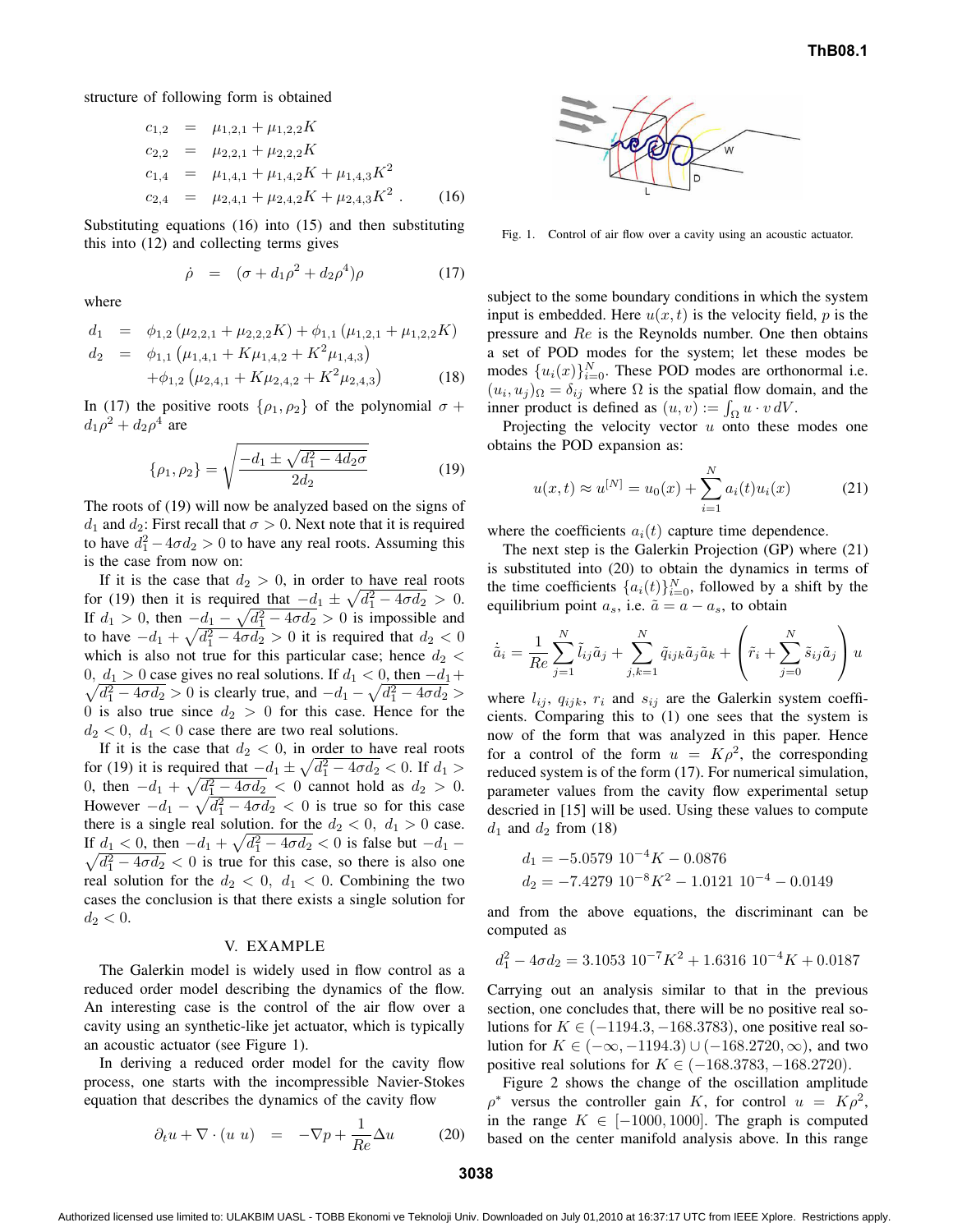structure of following form is obtained

$$
\begin{aligned}
c_{1,2} &= \mu_{1,2,1} + \mu_{1,2,2} K \\
c_{2,2} &= \mu_{2,2,1} + \mu_{2,2,2} K \\
c_{1,4} &= \mu_{1,4,1} + \mu_{1,4,2} K + \mu_{1,4,3} K^2 \\
c_{2,4} &= \mu_{2,4,1} + \mu_{2,4,2} K + \mu_{2,4,3} K^2 \,. \qquad (16)
\end{aligned}
$$

Substituting equations (16) into (15) and then substituting this into (12) and collecting terms gives

$$
\dot{\rho} = (\sigma + d_1 \rho^2 + d_2 \rho^4)\rho \qquad (17)
$$

where

$$
\begin{aligned}
d_1 &= \phi_{1,2}\left(\mu_{2,2,1} + \mu_{2,2,2} K\right) + \phi_{1,1}\left(\mu_{1,2,1} + \mu_{1,2,2} K\right) \\
d_2 &= \phi_{1,1}\left(\mu_{1,4,1} + K\mu_{1,4,2} + K^2 \mu_{1,4,3}\right) \\
&\quad + \phi_{1,2}\left(\mu_{2,4,1} + K\mu_{2,4,2} + K^2 \mu_{2,4,3}\right) \qquad (18)
\end{aligned}
$$

In (17) the positive roots $\{\rho_1, \rho_2\}$ of the polynomial $\sigma + d_1\rho^2 + d_2\rho^4$ are

$$
\{\rho_1, \rho_2\} = \sqrt{\frac{-d_1 \pm \sqrt{d_1^2 - 4d_2\sigma}}{2d_2}} \qquad (19)
$$

The roots of (19) will now be analyzed based on the signs of $d_1$ and $d_2$: First recall that $\sigma > 0$. Next note that it is required to have $d_1^2 - 4\sigma d_2 > 0$ to have any real roots. Assuming this is the case from now on:

If it is the case that $d_2 > 0$, in order to have real roots for (19) then it is required that $-d_1 \pm \sqrt{d_1^2 - 4\sigma d_2} > 0$. If $d_1 > 0$, then $-d_1 - \sqrt{d_1^2 - 4\sigma d_2} > 0$ is impossible and to have $-d_1 + \sqrt{d_1^2 - 4\sigma d_2} > 0$ it is required that $d_2 < 0$ which is also not true for this particular case; hence $d_2 < 0,\ d_1 > 0$ case gives no real solutions. If $d_1 < 0$, then $-d_1 + \sqrt{d_1^2 - 4\sigma d_2} > 0$ is clearly true, and $-d_1 - \sqrt{d_1^2 - 4\sigma d_2} > 0$ is also true since $d_2 > 0$ for this case. Hence for the $d_2 < 0,\ d_1 < 0$ case there are two real solutions.

If it is the case that $d_2 < 0$, in order to have real roots for (19) it is required that $-d_1 \pm \sqrt{d_1^2 - 4\sigma d_2} < 0$. If $d_1 > 0$, then $-d_1 + \sqrt{d_1^2 - 4\sigma d_2} < 0$ cannot hold as $d_2 > 0$. However $-d_1 - \sqrt{d_1^2 - 4\sigma d_2} < 0$ is true so for this case there is a single real solution. for the $d_2 < 0,\ d_1 > 0$ case. If $d_1 < 0$, then $-d_1 + \sqrt{d_1^2 - 4\sigma d_2} < 0$ is false but $-d_1 - \sqrt{d_1^2 - 4\sigma d_2} < 0$ is true for this case, so there is also one real solution for the $d_2 < 0,\ d_1 < 0$. Combining the two cases the conclusion is that there exists a single solution for $d_2 < 0$.

## V. EXAMPLE

The Galerkin model is widely used in flow control as a reduced order model describing the dynamics of the flow. An interesting case is the control of the air flow over a cavity using an synthetic-like jet actuator, which is typically an acoustic actuator (see Figure 1).

Fig. 1. Control of air flow over a cavity using an acoustic actuator.

In deriving a reduced order model for the cavity flow process, one starts with the incompressible Navier-Stokes equation that describes the dynamics of the cavity flow

$$
\partial_t u + \nabla \cdot (u\ u) = -\nabla p + \frac{1}{Re}\Delta u \qquad (20)
$$

subject to the some boundary conditions in which the system input is embedded. Here $u(x,t)$ is the velocity field, $p$ is the pressure and $Re$ is the Reynolds number. One then obtains a set of POD modes for the system; let these modes be modes $\{u_i(x)\}_{i=0}^N$. These POD modes are orthonormal i.e. $(u_i, u_j)_\Omega = \delta_{ij}$ where $\Omega$ is the spatial flow domain, and the inner product is defined as $(u,v) := \int_\Omega u \cdot v\, dV$.

Projecting the velocity vector $u$ onto these modes one obtains the POD expansion as:

$$
u(x,t) \approx u^{[N]} = u_0(x) + \sum_{i=1}^N a_i(t) u_i(x) \qquad (21)
$$

where the coefficients $a_i(t)$ capture time dependence.

The next step is the Galerkin Projection (GP) where (21) is substituted into (20) to obtain the dynamics in terms of the time coefficients $\{a_i(t)\}_{i=0}^N$, followed by a shift by the equilibrium point $a_s$, i.e. $\tilde{a} = a - a_s$, to obtain

$$
\dot{\tilde{a}}_i = \frac{1}{Re}\sum_{j=1}^N \tilde{l}_{ij}\tilde{a}_j + \sum_{j,k=1}^N \tilde{q}_{ijk}\tilde{a}_j\tilde{a}_k + \left(\tilde{r}_i + \sum_{j=0}^N \tilde{s}_{ij}\tilde{a}_j\right) u
$$

where $l_{ij}$, $q_{ijk}$, $r_i$ and $s_{ij}$ are the Galerkin system coefficients. Comparing this to (1) one sees that the system is now of the form that was analyzed in this paper. Hence for a control of the form $u = K\rho^2$, the corresponding reduced system is of the form (17). For numerical simulation, parameter values from the cavity flow experimental setup descried in [15] will be used. Using these values to compute $d_1$ and $d_2$ from (18)

$$
\begin{aligned}
d_1 &= -5.0579\ 10^{-4} K - 0.0876 \\
d_2 &= -7.4279\ 10^{-8} K^2 - 1.0121\ 10^{-4} - 0.0149
\end{aligned}
$$

and from the above equations, the discriminant can be computed as

$$
d_1^2 - 4\sigma d_2 = 3.1053\ 10^{-7} K^2 + 1.6316\ 10^{-4} K + 0.0187
$$

Carrying out an analysis similar to that in the previous section, one concludes that, there will be no positive real solutions for $K \in (-1194.3, -168.3783)$, one positive real solution for $K \in (-\infty, -1194.3) \cup (-168.2720, \infty)$, and two positive real solutions for $K \in (-168.3783, -168.2720)$.

Figure 2 shows the change of the oscillation amplitude $\rho^*$ versus the controller gain $K$, for control $u = K\rho^2$, in the range $K \in [-1000, 1000]$. The graph is computed based on the center manifold analysis above. In this range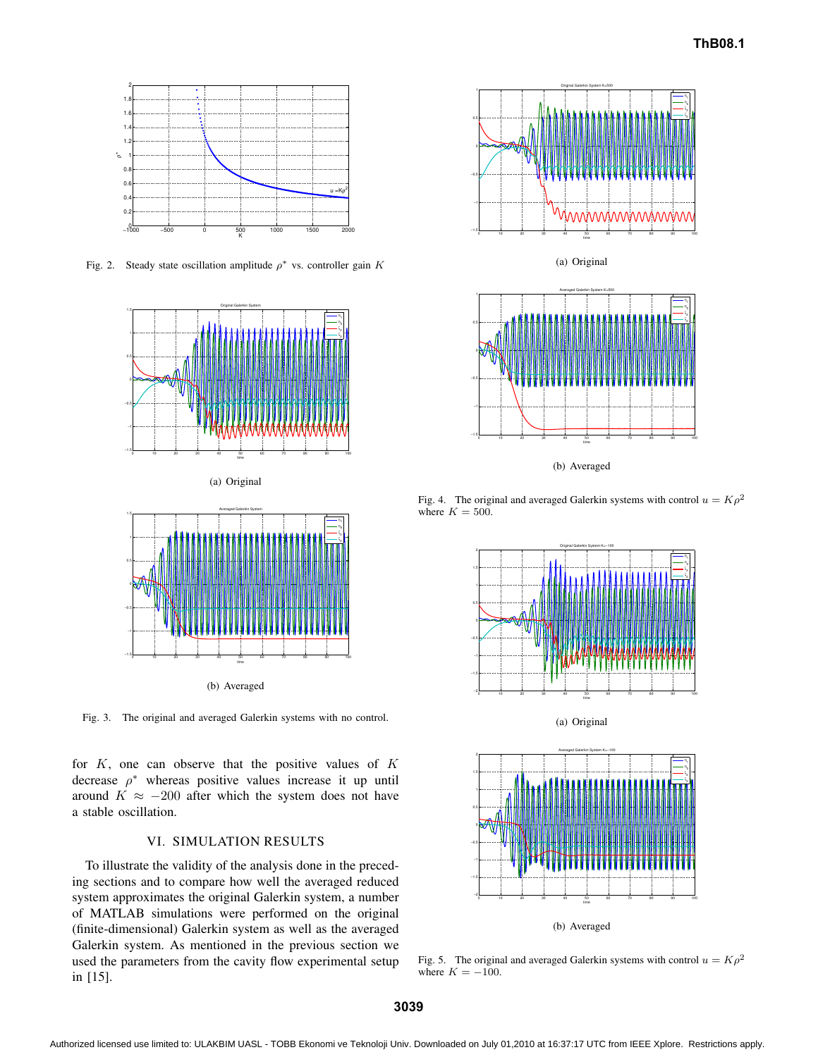Fig. 2. Steady state oscillation amplitude $\rho^*$ vs. controller gain $K$

(a) Original

(b) Averaged

Fig. 3. The original and averaged Galerkin systems with no control.

for $K$, one can observe that the positive values of $K$ decrease $\rho^*$ whereas positive values increase it up until around $K \approx -200$ after which the system does not have a stable oscillation.

## VI. SIMULATION RESULTS

To illustrate the validity of the analysis done in the preceding sections and to compare how well the averaged reduced system approximates the original Galerkin system, a number of MATLAB simulations were performed on the original (finite-dimensional) Galerkin system as well as the averaged Galerkin system. As mentioned in the previous section we used the parameters from the cavity flow experimental setup in [15].

(a) Original

(b) Averaged

Fig. 4. The original and averaged Galerkin systems with control $u = K\rho^2$ where $K = 500$.

(a) Original

(b) Averaged

Fig. 5. The original and averaged Galerkin systems with control $u = K\rho^2$ where $K = -100$.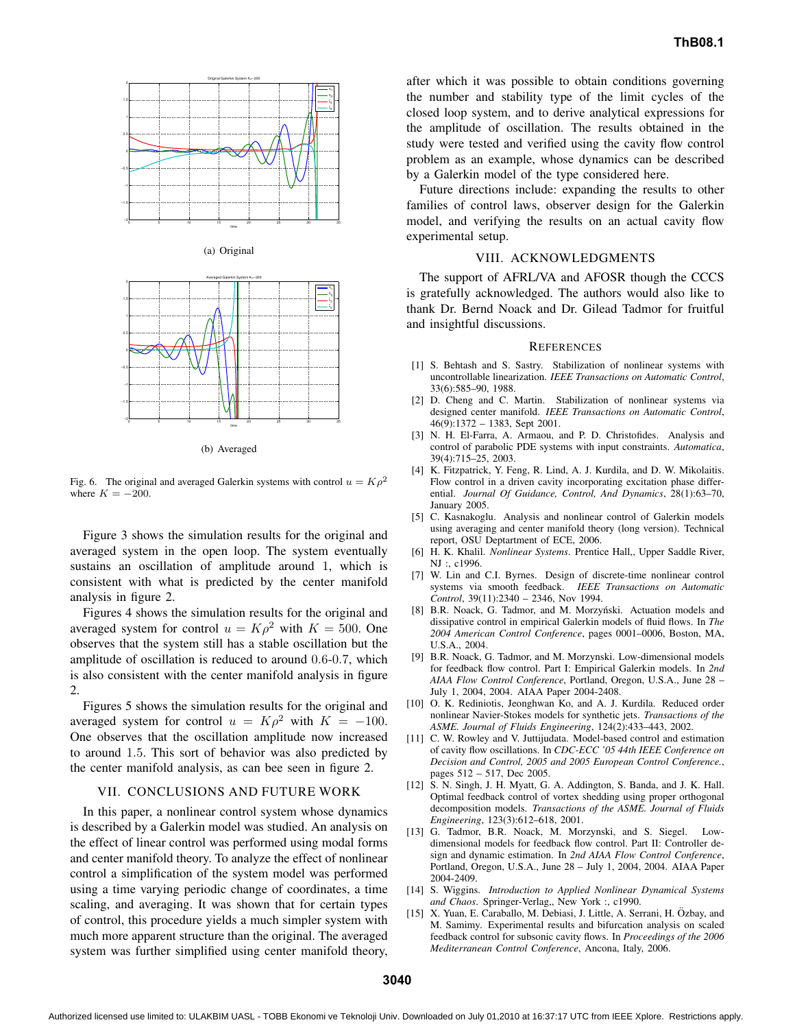Original Galerkin System K=-200

(a) Original

Averaged Galerkin System K=-200

(b) Averaged

Fig. 6. The original and averaged Galerkin systems with control $u = K\rho^2$ where $K = -200$.

Figure 3 shows the simulation results for the original and averaged system in the open loop. The system eventually sustains an oscillation of amplitude around 1, which is consistent with what is predicted by the center manifold analysis in figure 2.

Figures 4 shows the simulation results for the original and averaged system for control $u = K\rho^2$ with $K = 500$. One observes that the system still has a stable oscillation but the amplitude of oscillation is reduced to around 0.6-0.7, which is also consistent with the center manifold analysis in figure 2.

Figures 5 shows the simulation results for the original and averaged system for control $u = K\rho^2$ with $K = -100$. One observes that the oscillation amplitude now increased to around 1.5. This sort of behavior was also predicted by the center manifold analysis, as can bee seen in figure 2.

## VII. CONCLUSIONS AND FUTURE WORK

In this paper, a nonlinear control system whose dynamics is described by a Galerkin model was studied. An analysis on the effect of linear control was performed using modal forms and center manifold theory. To analyze the effect of nonlinear control a simplification of the system model was performed using a time varying periodic change of coordinates, a time scaling, and averaging. It was shown that for certain types of control, this procedure yields a much simpler system with much more apparent structure than the original. The averaged system was further simplified using center manifold theory, after which it was possible to obtain conditions governing the number and stability type of the limit cycles of the closed loop system, and to derive analytical expressions for the amplitude of oscillation. The results obtained in the study were tested and verified using the cavity flow control problem as an example, whose dynamics can be described by a Galerkin model of the type considered here.

Future directions include: expanding the results to other families of control laws, observer design for the Galerkin model, and verifying the results on an actual cavity flow experimental setup.

## VIII. ACKNOWLEDGMENTS

The support of AFRL/VA and AFOSR though the CCCS is gratefully acknowledged. The authors would also like to thank Dr. Bernd Noack and Dr. Gilead Tadmor for fruitful and insightful discussions.

## REFERENCES

[1] S. Behtash and S. Sastry. Stabilization of nonlinear systems with uncontrollable linearization. *IEEE Transactions on Automatic Control*, 33(6):585–90, 1988.

[2] D. Cheng and C. Martin. Stabilization of nonlinear systems via designed center manifold. *IEEE Transactions on Automatic Control*, 46(9):1372 – 1383, Sept 2001.

[3] N. H. El-Farra, A. Armaou, and P. D. Christofides. Analysis and control of parabolic PDE systems with input constraints. *Automatica*, 39(4):715–25, 2003.

[4] K. Fitzpatrick, Y. Feng, R. Lind, A. J. Kurdila, and D. W. Mikolaitis. Flow control in a driven cavity incorporating excitation phase differential. *Journal Of Guidance, Control, And Dynamics*, 28(1):63–70, January 2005.

[5] C. Kasnakoglu. Analysis and nonlinear control of Galerkin models using averaging and center manifold theory (long version). Technical report, OSU Deptartment of ECE, 2006.

[6] H. K. Khalil. *Nonlinear Systems*. Prentice Hall,, Upper Saddle River, NJ :, c1996.

[7] W. Lin and C.I. Byrnes. Design of discrete-time nonlinear control systems via smooth feedback. *IEEE Transactions on Automatic Control*, 39(11):2340 – 2346, Nov 1994.

[8] B.R. Noack, G. Tadmor, and M. Morzyński. Actuation models and dissipative control in empirical Galerkin models of fluid flows. In *The 2004 American Control Conference*, pages 0001–0006, Boston, MA, U.S.A., 2004.

[9] B.R. Noack, G. Tadmor, and M. Morzynski. Low-dimensional models for feedback flow control. Part I: Empirical Galerkin models. In *2nd AIAA Flow Control Conference*, Portland, Oregon, U.S.A., June 28 – July 1, 2004, 2004. AIAA Paper 2004-2408.

[10] O. K. Rediniotis, Jeonghwan Ko, and A. J. Kurdila. Reduced order nonlinear Navier-Stokes models for synthetic jets. *Transactions of the ASME. Journal of Fluids Engineering*, 124(2):433–443, 2002.

[11] C. W. Rowley and V. Juttijudata. Model-based control and estimation of cavity flow oscillations. In *CDC-ECC '05 44th IEEE Conference on Decision and Control, 2005 and 2005 European Control Conference.*, pages 512 – 517, Dec 2005.

[12] S. N. Singh, J. H. Myatt, G. A. Addington, S. Banda, and J. K. Hall. Optimal feedback control of vortex shedding using proper orthogonal decomposition models. *Transactions of the ASME. Journal of Fluids Engineering*, 123(3):612–618, 2001.

[13] G. Tadmor, B.R. Noack, M. Morzynski, and S. Siegel. Low-dimensional models for feedback flow control. Part II: Controller design and dynamic estimation. In *2nd AIAA Flow Control Conference*, Portland, Oregon, U.S.A., June 28 – July 1, 2004, 2004. AIAA Paper 2004-2409.

[14] S. Wiggins. *Introduction to Applied Nonlinear Dynamical Systems and Chaos*. Springer-Verlag,, New York :, c1990.

[15] X. Yuan, E. Caraballo, M. Debiasi, J. Little, A. Serrani, H. Özbay, and M. Samimy. Experimental results and bifurcation analysis on scaled feedback control for subsonic cavity flows. In *Proceedings of the 2006 Mediterranean Control Conference*, Ancona, Italy, 2006.